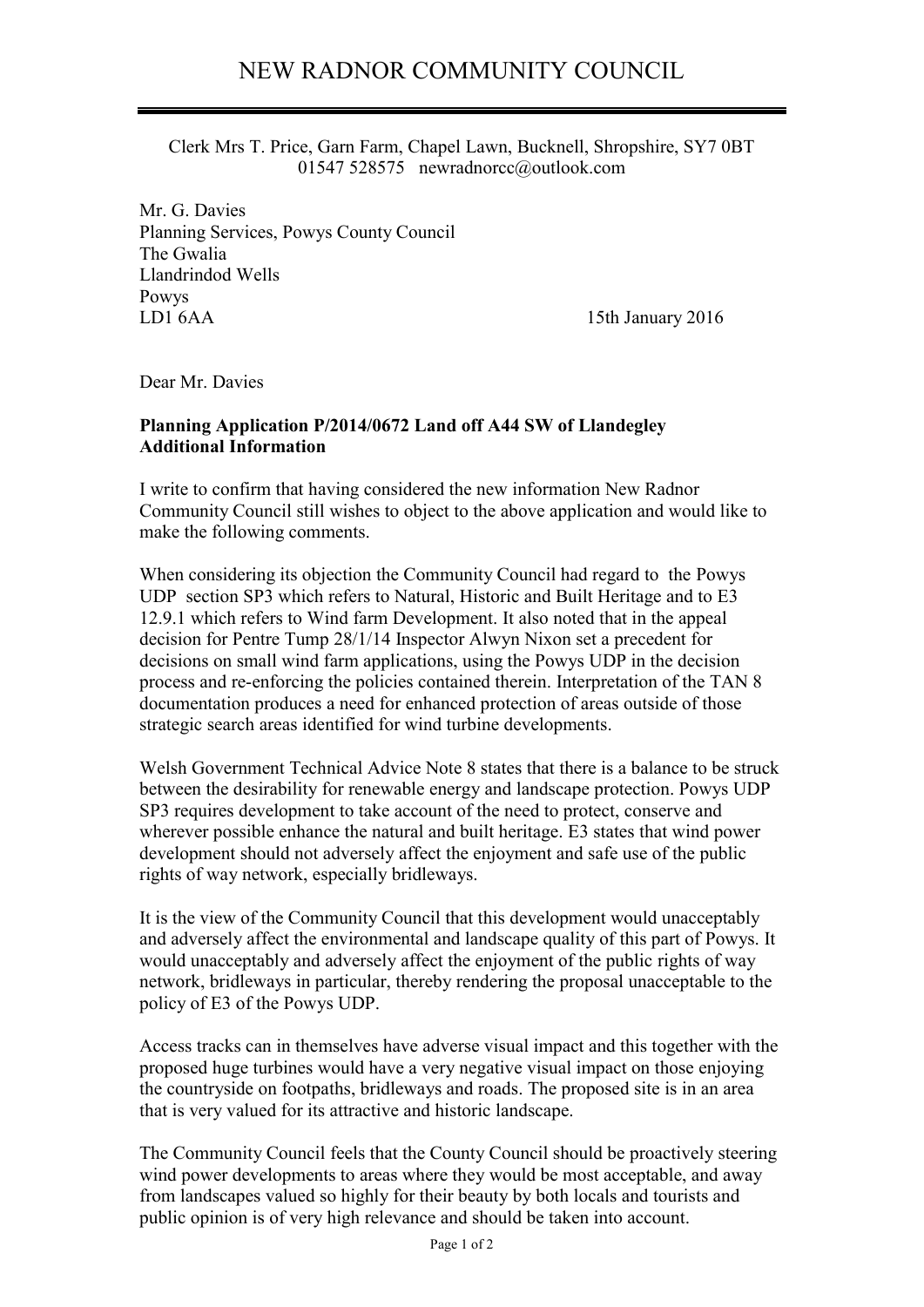# NEW RADNOR COMMUNITY COUNCIL

Clerk Mrs T. Price, Garn Farm, Chapel Lawn, Bucknell, Shropshire, SY7 0BT
01547 528575 newradnorcc@outlook.com

Mr. G. Davies
Planning Services, Powys County Council
The Gwalia
Llandrindod Wells
Powys
LD1 6AA

15th January 2016

Dear Mr. Davies

**Planning Application P/2014/0672 Land off A44 SW of Llandegley**
**Additional Information**

I write to confirm that having considered the new information New Radnor Community Council still wishes to object to the above application and would like to make the following comments.

When considering its objection the Community Council had regard to the Powys UDP section SP3 which refers to Natural, Historic and Built Heritage and to E3 12.9.1 which refers to Wind farm Development. It also noted that in the appeal decision for Pentre Tump 28/1/14 Inspector Alwyn Nixon set a precedent for decisions on small wind farm applications, using the Powys UDP in the decision process and re-enforcing the policies contained therein. Interpretation of the TAN 8 documentation produces a need for enhanced protection of areas outside of those strategic search areas identified for wind turbine developments.

Welsh Government Technical Advice Note 8 states that there is a balance to be struck between the desirability for renewable energy and landscape protection. Powys UDP SP3 requires development to take account of the need to protect, conserve and wherever possible enhance the natural and built heritage. E3 states that wind power development should not adversely affect the enjoyment and safe use of the public rights of way network, especially bridleways.

It is the view of the Community Council that this development would unacceptably and adversely affect the environmental and landscape quality of this part of Powys. It would unacceptably and adversely affect the enjoyment of the public rights of way network, bridleways in particular, thereby rendering the proposal unacceptable to the policy of E3 of the Powys UDP.

Access tracks can in themselves have adverse visual impact and this together with the proposed huge turbines would have a very negative visual impact on those enjoying the countryside on footpaths, bridleways and roads. The proposed site is in an area that is very valued for its attractive and historic landscape.

The Community Council feels that the County Council should be proactively steering wind power developments to areas where they would be most acceptable, and away from landscapes valued so highly for their beauty by both locals and tourists and public opinion is of very high relevance and should be taken into account.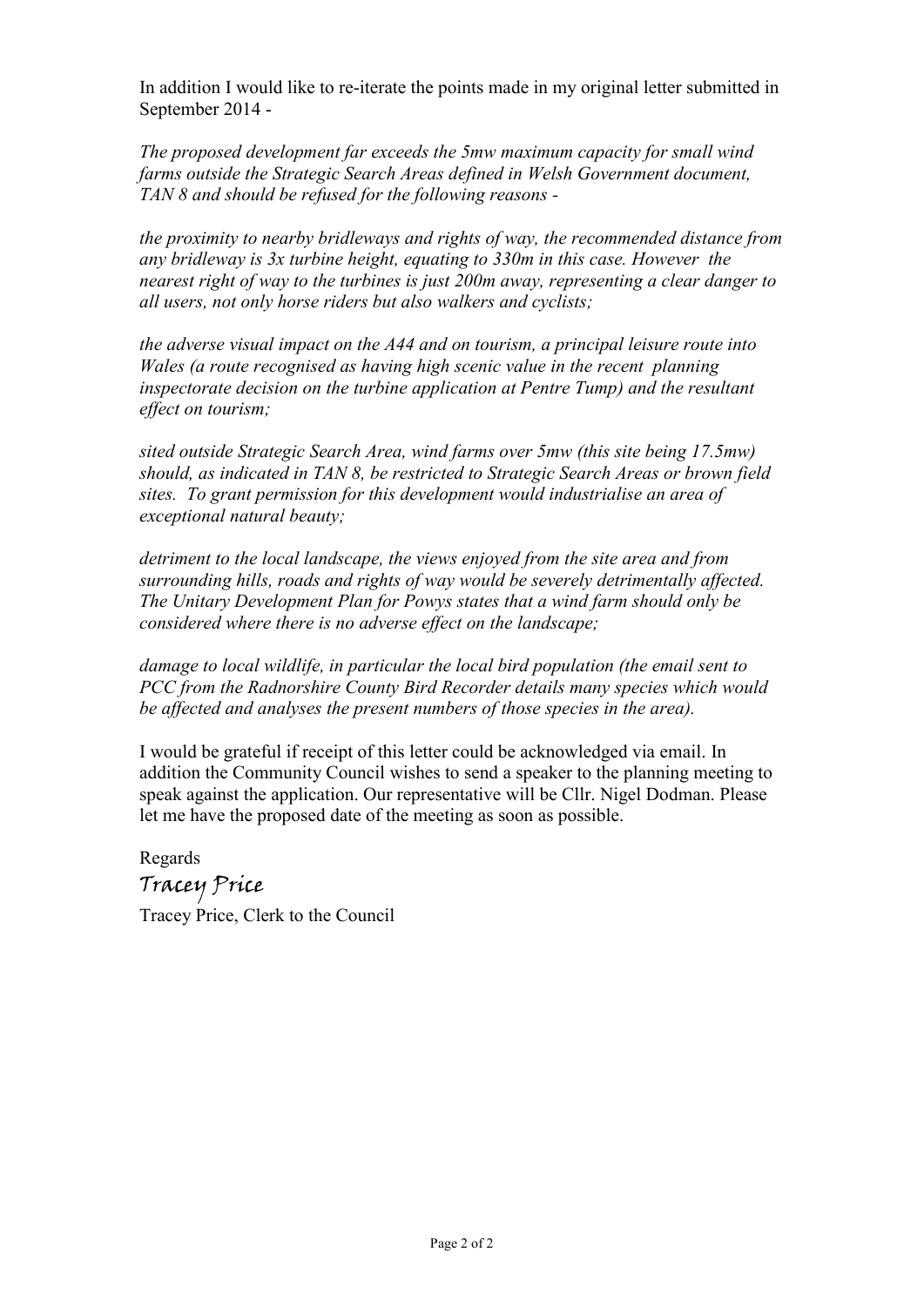In addition I would like to re-iterate the points made in my original letter submitted in September 2014 -

*The proposed development far exceeds the 5mw maximum capacity for small wind farms outside the Strategic Search Areas defined in Welsh Government document, TAN 8 and should be refused for the following reasons -*

*the proximity to nearby bridleways and rights of way, the recommended distance from any bridleway is 3x turbine height, equating to 330m in this case. However the nearest right of way to the turbines is just 200m away, representing a clear danger to all users, not only horse riders but also walkers and cyclists;*

*the adverse visual impact on the A44 and on tourism, a principal leisure route into Wales (a route recognised as having high scenic value in the recent planning inspectorate decision on the turbine application at Pentre Tump) and the resultant effect on tourism;*

*sited outside Strategic Search Area, wind farms over 5mw (this site being 17.5mw) should, as indicated in TAN 8, be restricted to Strategic Search Areas or brown field sites. To grant permission for this development would industrialise an area of exceptional natural beauty;*

*detriment to the local landscape, the views enjoyed from the site area and from surrounding hills, roads and rights of way would be severely detrimentally affected. The Unitary Development Plan for Powys states that a wind farm should only be considered where there is no adverse effect on the landscape;*

*damage to local wildlife, in particular the local bird population (the email sent to PCC from the Radnorshire County Bird Recorder details many species which would be affected and analyses the present numbers of those species in the area).*

I would be grateful if receipt of this letter could be acknowledged via email. In addition the Community Council wishes to send a speaker to the planning meeting to speak against the application. Our representative will be Cllr. Nigel Dodman. Please let me have the proposed date of the meeting as soon as possible.

Regards

Tracey Price

Tracey Price, Clerk to the Council